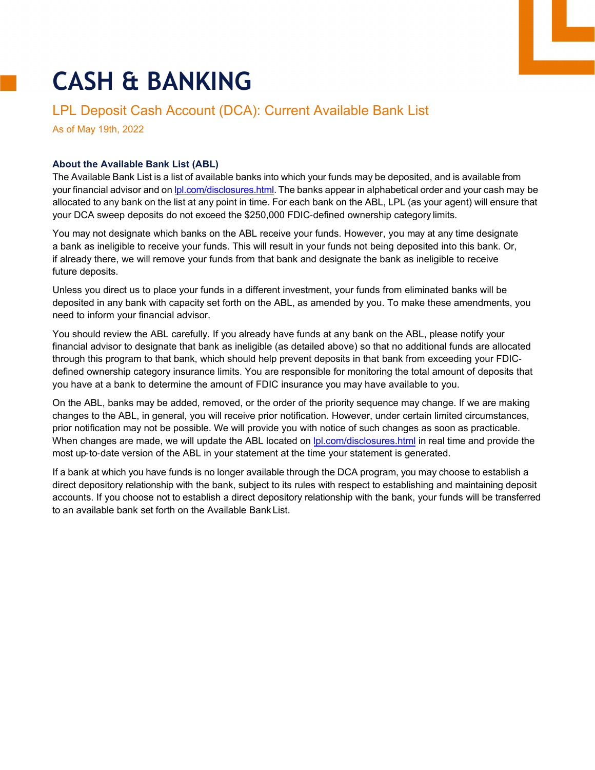# CASH & BANKING

## LPL Deposit Cash Account (DCA): Current Available Bank List

As of May 19th, 2022

### About the Available Bank List (ABL)

The Available Bank List is a list of available banks into which your funds may be deposited, and is available from your financial advisor and on lpl.com/disclosures.html. The banks appear in alphabetical order and your cash may be allocated to any bank on the list at any point in time. For each bank on the ABL, LPL (as your agent) will ensure that your DCA sweep deposits do not exceed the $250,000 FDIC-defined ownership category limits.

You may not designate which banks on the ABL receive your funds. However, you may at any time designate a bank as ineligible to receive your funds. This will result in your funds not being deposited into this bank. Or, if already there, we will remove your funds from that bank and designate the bank as ineligible to receive future deposits.

Unless you direct us to place your funds in a different investment, your funds from eliminated banks will be deposited in any bank with capacity set forth on the ABL, as amended by you. To make these amendments, you need to inform your financial advisor.

You should review the ABL carefully. If you already have funds at any bank on the ABL, please notify your financial advisor to designate that bank as ineligible (as detailed above) so that no additional funds are allocated through this program to that bank, which should help prevent deposits in that bank from exceeding your FDIC-defined ownership category insurance limits. You are responsible for monitoring the total amount of deposits that you have at a bank to determine the amount of FDIC insurance you may have available to you.

On the ABL, banks may be added, removed, or the order of the priority sequence may change. If we are making changes to the ABL, in general, you will receive prior notification. However, under certain limited circumstances, prior notification may not be possible. We will provide you with notice of such changes as soon as practicable. When changes are made, we will update the ABL located on lpl.com/disclosures.html in real time and provide the most up-to-date version of the ABL in your statement at the time your statement is generated.

If a bank at which you have funds is no longer available through the DCA program, you may choose to establish a direct depository relationship with the bank, subject to its rules with respect to establishing and maintaining deposit accounts. If you choose not to establish a direct depository relationship with the bank, your funds will be transferred to an available bank set forth on the Available Bank List.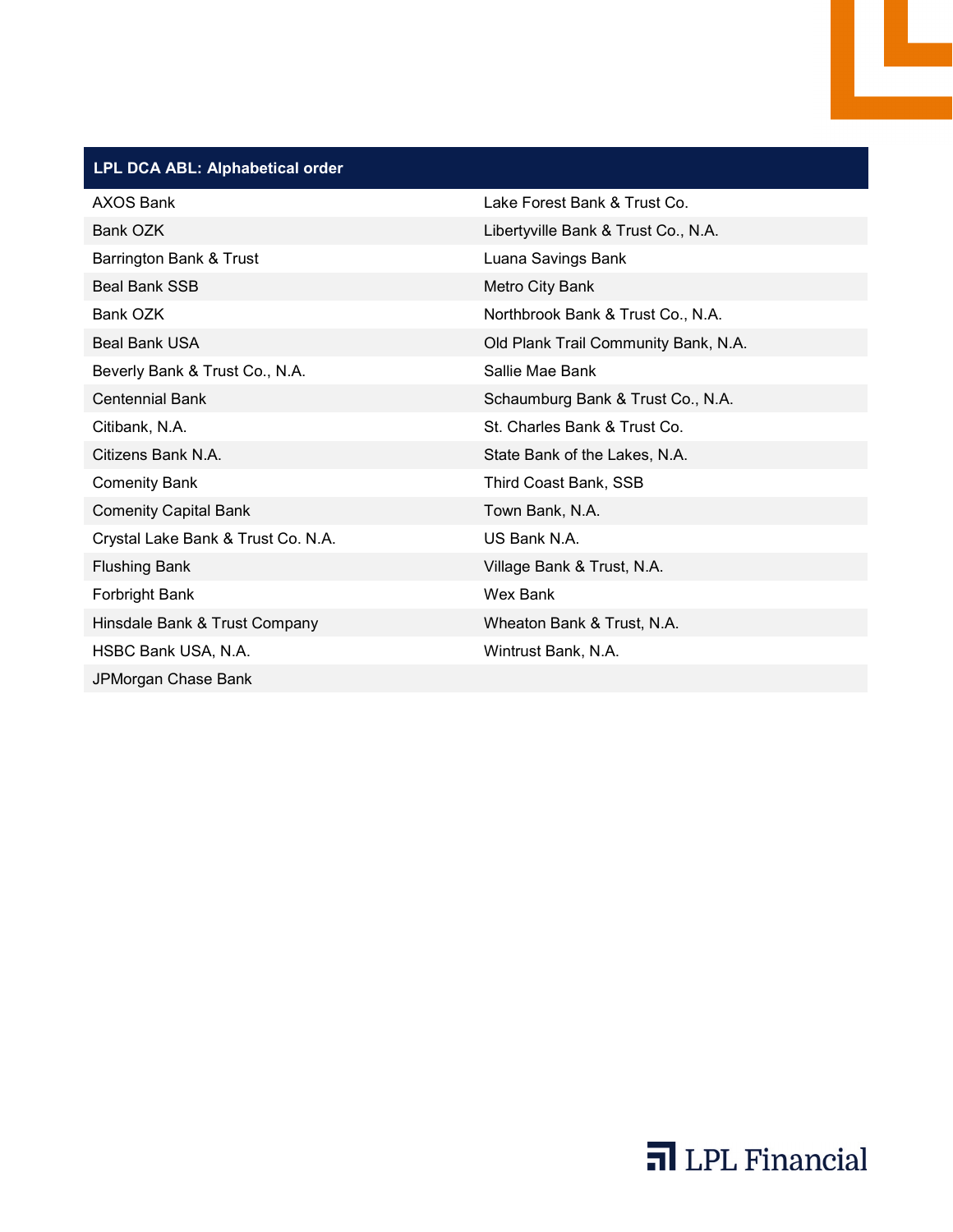| LPL DCA ABL: Alphabetical order | |
|---|---|
| AXOS Bank | Lake Forest Bank & Trust Co. |
| Bank OZK | Libertyville Bank & Trust Co., N.A. |
| Barrington Bank & Trust | Luana Savings Bank |
| Beal Bank SSB | Metro City Bank |
| Bank OZK | Northbrook Bank & Trust Co., N.A. |
| Beal Bank USA | Old Plank Trail Community Bank, N.A. |
| Beverly Bank & Trust Co., N.A. | Sallie Mae Bank |
| Centennial Bank | Schaumburg Bank & Trust Co., N.A. |
| Citibank, N.A. | St. Charles Bank & Trust Co. |
| Citizens Bank N.A. | State Bank of the Lakes, N.A. |
| Comenity Bank | Third Coast Bank, SSB |
| Comenity Capital Bank | Town Bank, N.A. |
| Crystal Lake Bank & Trust Co. N.A. | US Bank N.A. |
| Flushing Bank | Village Bank & Trust, N.A. |
| Forbright Bank | Wex Bank |
| Hinsdale Bank & Trust Company | Wheaton Bank & Trust, N.A. |
| HSBC Bank USA, N.A. | Wintrust Bank, N.A. |
| JPMorgan Chase Bank | |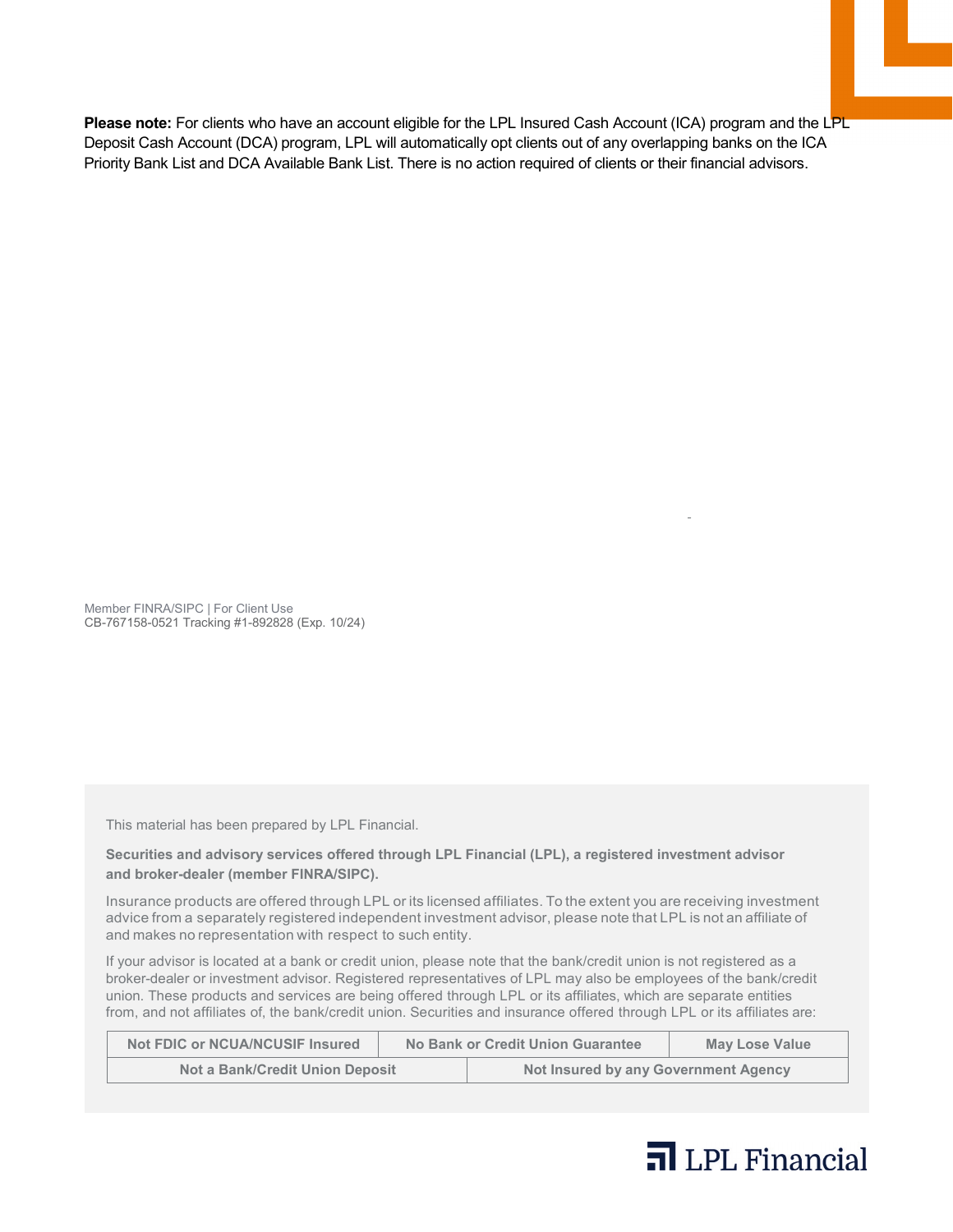**Please note:** For clients who have an account eligible for the LPL Insured Cash Account (ICA) program and the LPL Deposit Cash Account (DCA) program, LPL will automatically opt clients out of any overlapping banks on the ICA Priority Bank List and DCA Available Bank List. There is no action required of clients or their financial advisors.

Member FINRA/SIPC | For Client Use
CB-767158-0521 Tracking #1-892828 (Exp. 10/24)

This material has been prepared by LPL Financial.

**Securities and advisory services offered through LPL Financial (LPL), a registered investment advisor and broker-dealer (member FINRA/SIPC).**

Insurance products are offered through LPL or its licensed affiliates. To the extent you are receiving investment advice from a separately registered independent investment advisor, please note that LPL is not an affiliate of and makes no representation with respect to such entity.

If your advisor is located at a bank or credit union, please note that the bank/credit union is not registered as a broker-dealer or investment advisor. Registered representatives of LPL may also be employees of the bank/credit union. These products and services are being offered through LPL or its affiliates, which are separate entities from, and not affiliates of, the bank/credit union. Securities and insurance offered through LPL or its affiliates are:

| | | |
|---|---|---|
| **Not FDIC or NCUA/NCUSIF Insured** | **No Bank or Credit Union Guarantee** | **May Lose Value** |
| **Not a Bank/Credit Union Deposit** | **Not Insured by any Government Agency** | |

LPL Financial